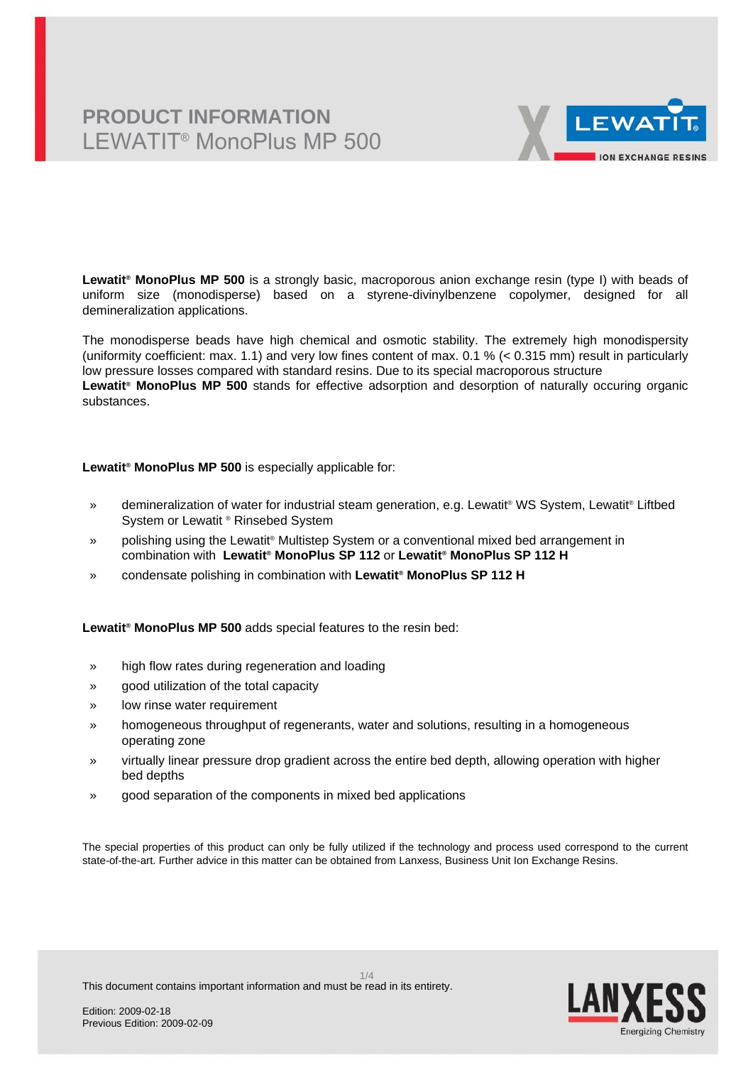# PRODUCT INFORMATION
## LEWATIT® MonoPlus MP 500

**Lewatit® MonoPlus MP 500** is a strongly basic, macroporous anion exchange resin (type I) with beads of uniform size (monodisperse) based on a styrene-divinylbenzene copolymer, designed for all demineralization applications.

The monodisperse beads have high chemical and osmotic stability. The extremely high monodispersity (uniformity coefficient: max. 1.1) and very low fines content of max. 0.1 % (< 0.315 mm) result in particularly low pressure losses compared with standard resins. Due to its special macroporous structure **Lewatit® MonoPlus MP 500** stands for effective adsorption and desorption of naturally occuring organic substances.

**Lewatit® MonoPlus MP 500** is especially applicable for:

- demineralization of water for industrial steam generation, e.g. Lewatit® WS System, Lewatit® Liftbed System or Lewatit ® Rinsebed System
- polishing using the Lewatit® Multistep System or a conventional mixed bed arrangement in combination with **Lewatit® MonoPlus SP 112** or **Lewatit® MonoPlus SP 112 H**
- condensate polishing in combination with **Lewatit® MonoPlus SP 112 H**

**Lewatit® MonoPlus MP 500** adds special features to the resin bed:

- high flow rates during regeneration and loading
- good utilization of the total capacity
- low rinse water requirement
- homogeneous throughput of regenerants, water and solutions, resulting in a homogeneous operating zone
- virtually linear pressure drop gradient across the entire bed depth, allowing operation with higher bed depths
- good separation of the components in mixed bed applications

The special properties of this product can only be fully utilized if the technology and process used correspond to the current state-of-the-art. Further advice in this matter can be obtained from Lanxess, Business Unit Ion Exchange Resins.

This document contains important information and must be read in its entirety.

Edition: 2009-02-18
Previous Edition: 2009-02-09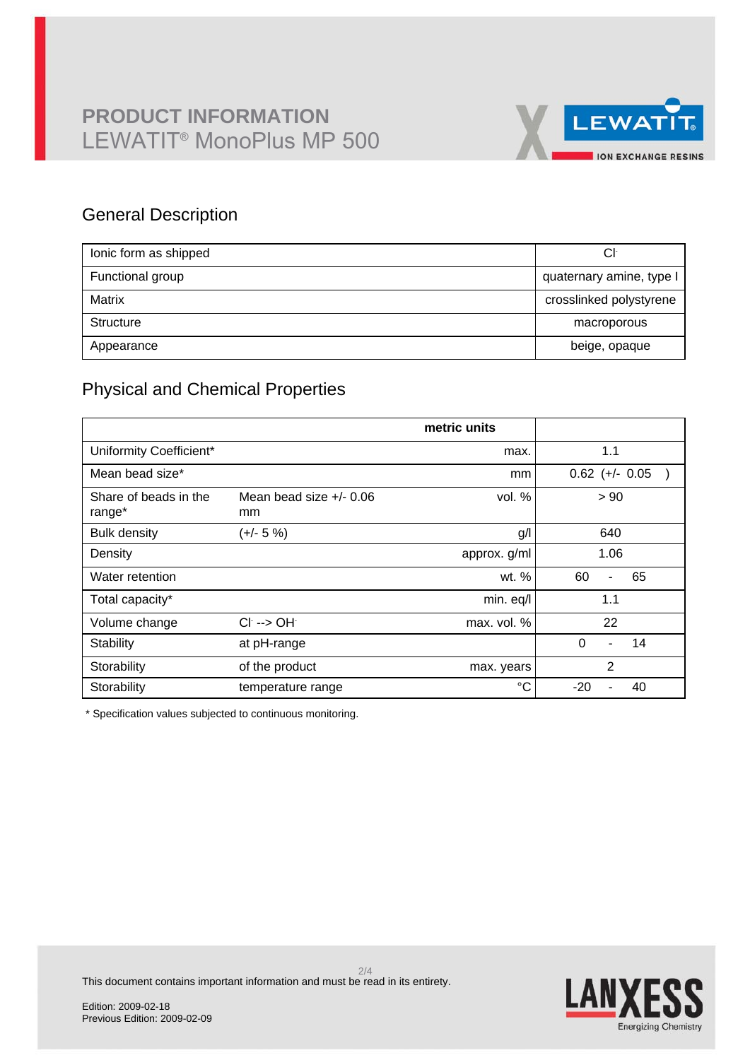# PRODUCT INFORMATION

LEWATIT® MonoPlus MP 500

## General Description

| | |
|---|---|
| Ionic form as shipped | $Cl^-$ |
| Functional group | quaternary amine, type I |
| Matrix | crosslinked polystyrene |
| Structure | macroporous |
| Appearance | beige, opaque |

## Physical and Chemical Properties

| | | metric units | |
|---|---|---|---|
| Uniformity Coefficient* | | max. | 1.1 |
| Mean bead size* | | mm | 0.62 (+/- 0.05 ) |
| Share of beads in the range* | Mean bead size +/- 0.06 mm | vol. % | > 90 |
| Bulk density | (+/- 5 %) | g/l | 640 |
| Density | | approx. g/ml | 1.06 |
| Water retention | | wt. % | 60 - 65 |
| Total capacity* | | min. eq/l | 1.1 |
| Volume change | $Cl^-$ --> $OH^-$ | max. vol. % | 22 |
| Stability | at pH-range | | 0 - 14 |
| Storability | of the product | max. years | 2 |
| Storability | temperature range | °C | -20 - 40 |

* Specification values subjected to continuous monitoring.

This document contains important information and must be read in its entirety.

Edition: 2009-02-18
Previous Edition: 2009-02-09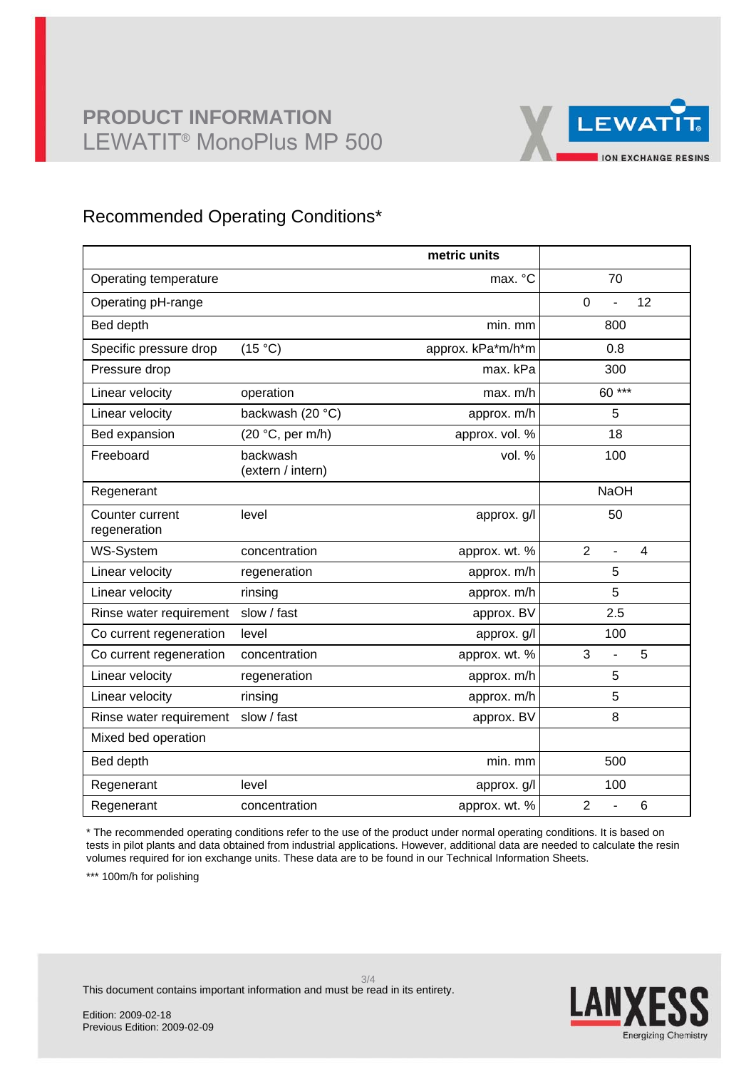# PRODUCT INFORMATION
LEWATIT® MonoPlus MP 500

## Recommended Operating Conditions*

| | | metric units | |
|---|---|---|---|
| Operating temperature | | max. °C | 70 |
| Operating pH-range | | | 0 - 12 |
| Bed depth | | min. mm | 800 |
| Specific pressure drop | (15 °C) | approx. kPa*m/h*m | 0.8 |
| Pressure drop | | max. kPa | 300 |
| Linear velocity | operation | max. m/h | 60 *** |
| Linear velocity | backwash (20 °C) | approx. m/h | 5 |
| Bed expansion | (20 °C, per m/h) | approx. vol. % | 18 |
| Freeboard | backwash (extern / intern) | vol. % | 100 |
| Regenerant | | | NaOH |
| Counter current regeneration | level | approx. g/l | 50 |
| WS-System | concentration | approx. wt. % | 2 - 4 |
| Linear velocity | regeneration | approx. m/h | 5 |
| Linear velocity | rinsing | approx. m/h | 5 |
| Rinse water requirement | slow / fast | approx. BV | 2.5 |
| Co current regeneration | level | approx. g/l | 100 |
| Co current regeneration | concentration | approx. wt. % | 3 - 5 |
| Linear velocity | regeneration | approx. m/h | 5 |
| Linear velocity | rinsing | approx. m/h | 5 |
| Rinse water requirement | slow / fast | approx. BV | 8 |
| Mixed bed operation | | | |
| Bed depth | | min. mm | 500 |
| Regenerant | level | approx. g/l | 100 |
| Regenerant | concentration | approx. wt. % | 2 - 6 |

* The recommended operating conditions refer to the use of the product under normal operating conditions. It is based on tests in pilot plants and data obtained from industrial applications. However, additional data are needed to calculate the resin volumes required for ion exchange units. These data are to be found in our Technical Information Sheets.

*** 100m/h for polishing

This document contains important information and must be read in its entirety.

Edition: 2009-02-18
Previous Edition: 2009-02-09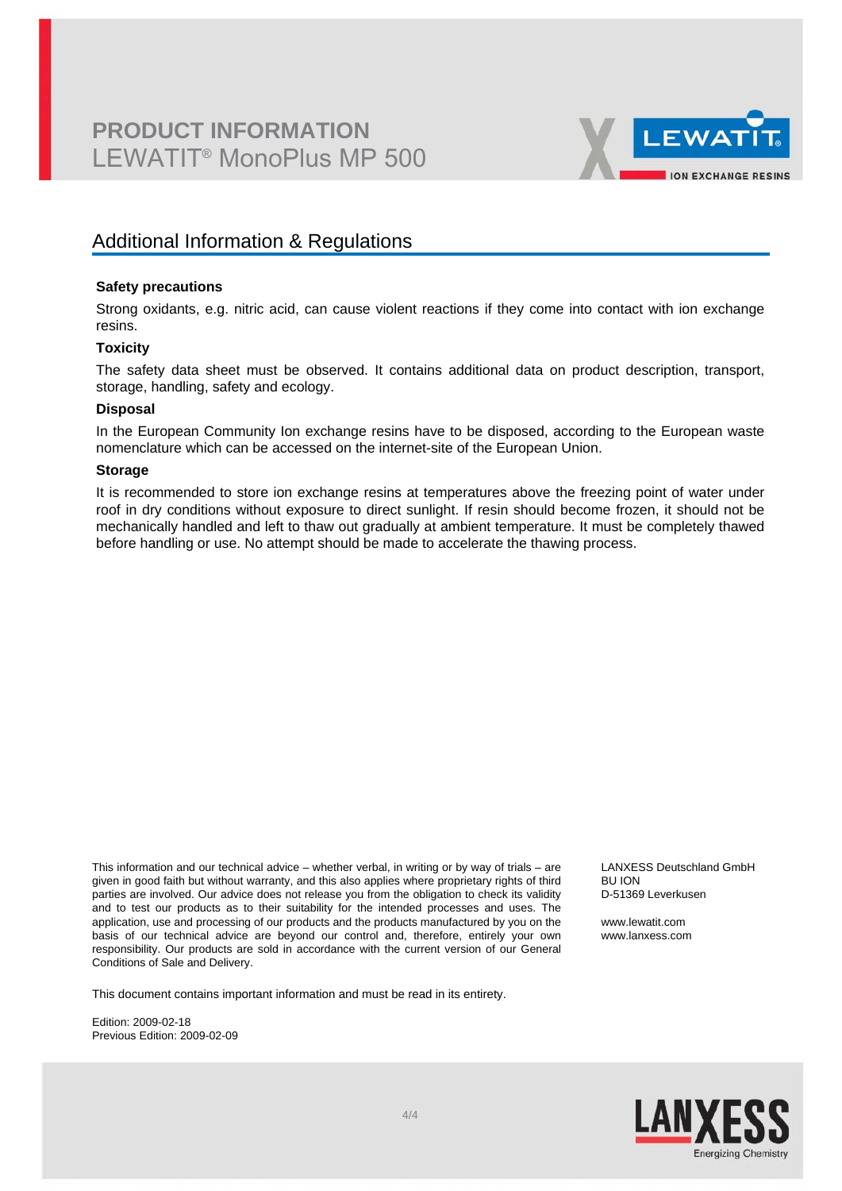## Additional Information & Regulations

**Safety precautions**

Strong oxidants, e.g. nitric acid, can cause violent reactions if they come into contact with ion exchange resins.

**Toxicity**

The safety data sheet must be observed. It contains additional data on product description, transport, storage, handling, safety and ecology.

**Disposal**

In the European Community Ion exchange resins have to be disposed, according to the European waste nomenclature which can be accessed on the internet-site of the European Union.

**Storage**

It is recommended to store ion exchange resins at temperatures above the freezing point of water under roof in dry conditions without exposure to direct sunlight. If resin should become frozen, it should not be mechanically handled and left to thaw out gradually at ambient temperature. It must be completely thawed before handling or use. No attempt should be made to accelerate the thawing process.

This information and our technical advice – whether verbal, in writing or by way of trials – are given in good faith but without warranty, and this also applies where proprietary rights of third parties are involved. Our advice does not release you from the obligation to check its validity and to test our products as to their suitability for the intended processes and uses. The application, use and processing of our products and the products manufactured by you on the basis of our technical advice are beyond our control and, therefore, entirely your own responsibility. Our products are sold in accordance with the current version of our General Conditions of Sale and Delivery.

LANXESS Deutschland GmbH
BU ION
D-51369 Leverkusen

www.lewatit.com
www.lanxess.com

This document contains important information and must be read in its entirety.

Edition: 2009-02-18
Previous Edition: 2009-02-09